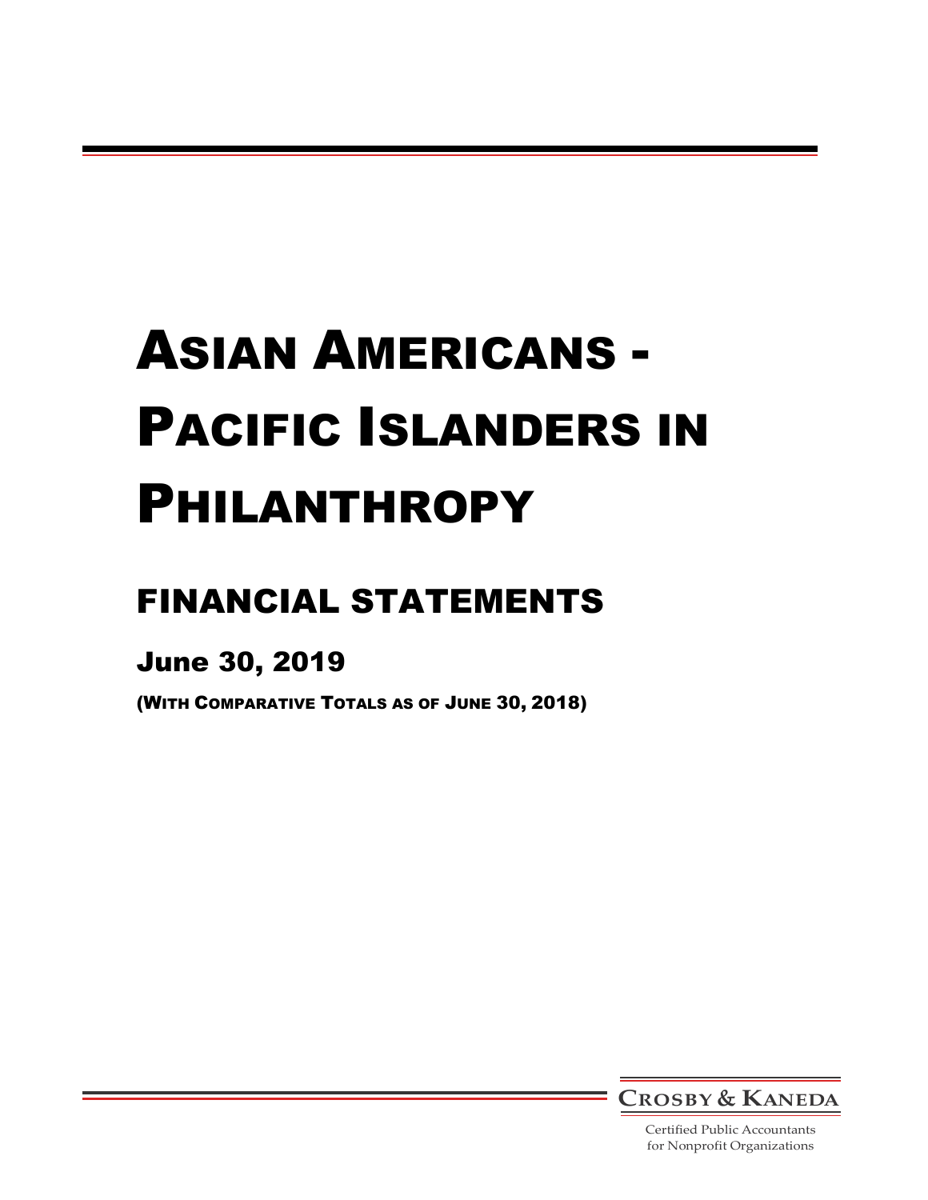# Asian Americans - Pacific Islanders in Philanthropy

## FINANCIAL STATEMENTS

### June 30, 2019

(WITH COMPARATIVE TOTALS AS OF JUNE 30, 2018)

CROSBY & KANEDA

Certified Public Accountants
for Nonprofit Organizations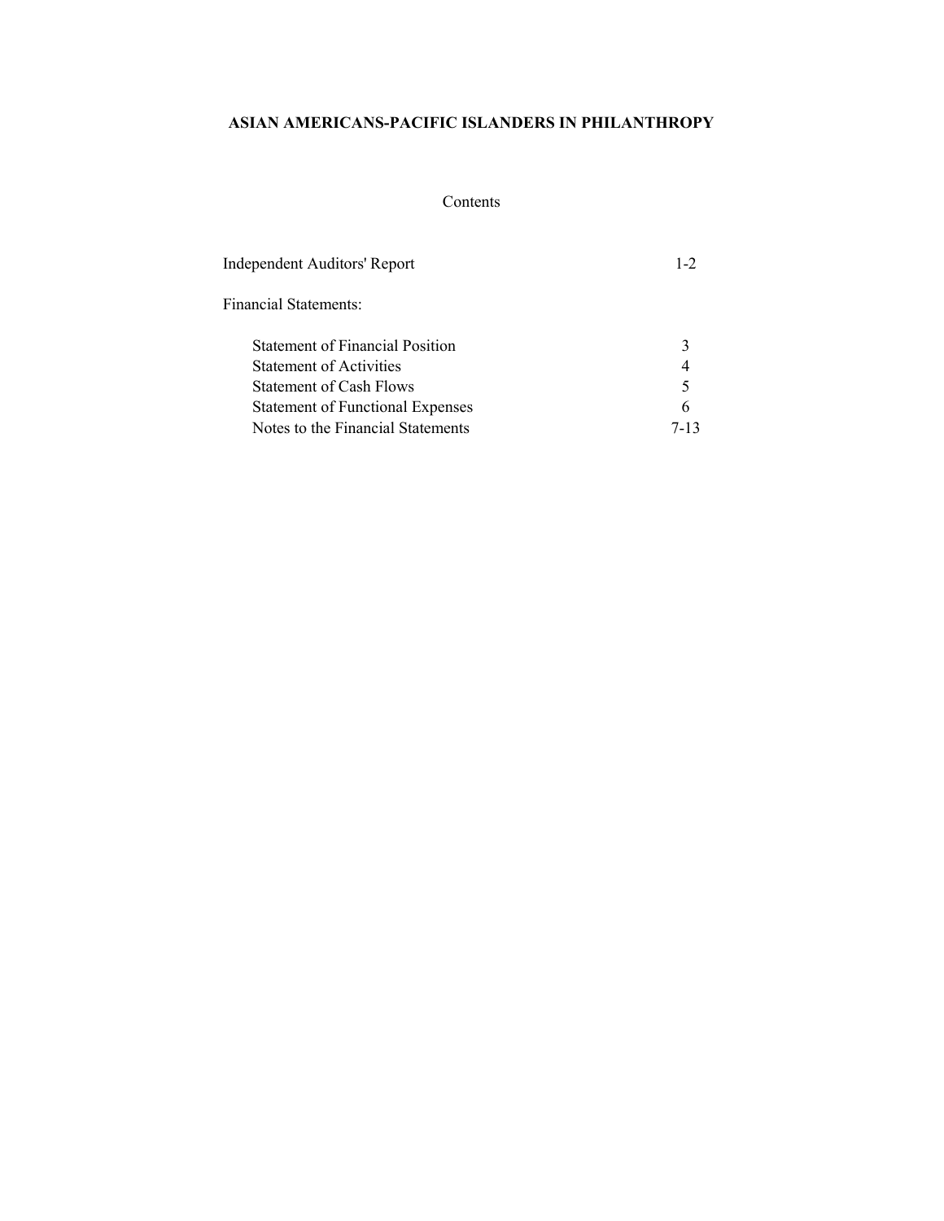# ASIAN AMERICANS-PACIFIC ISLANDERS IN PHILANTHROPY

Contents

| | |
|---|---|
| Independent Auditors' Report | 1-2 |
| Financial Statements: | |
| Statement of Financial Position | 3 |
| Statement of Activities | 4 |
| Statement of Cash Flows | 5 |
| Statement of Functional Expenses | 6 |
| Notes to the Financial Statements | 7-13 |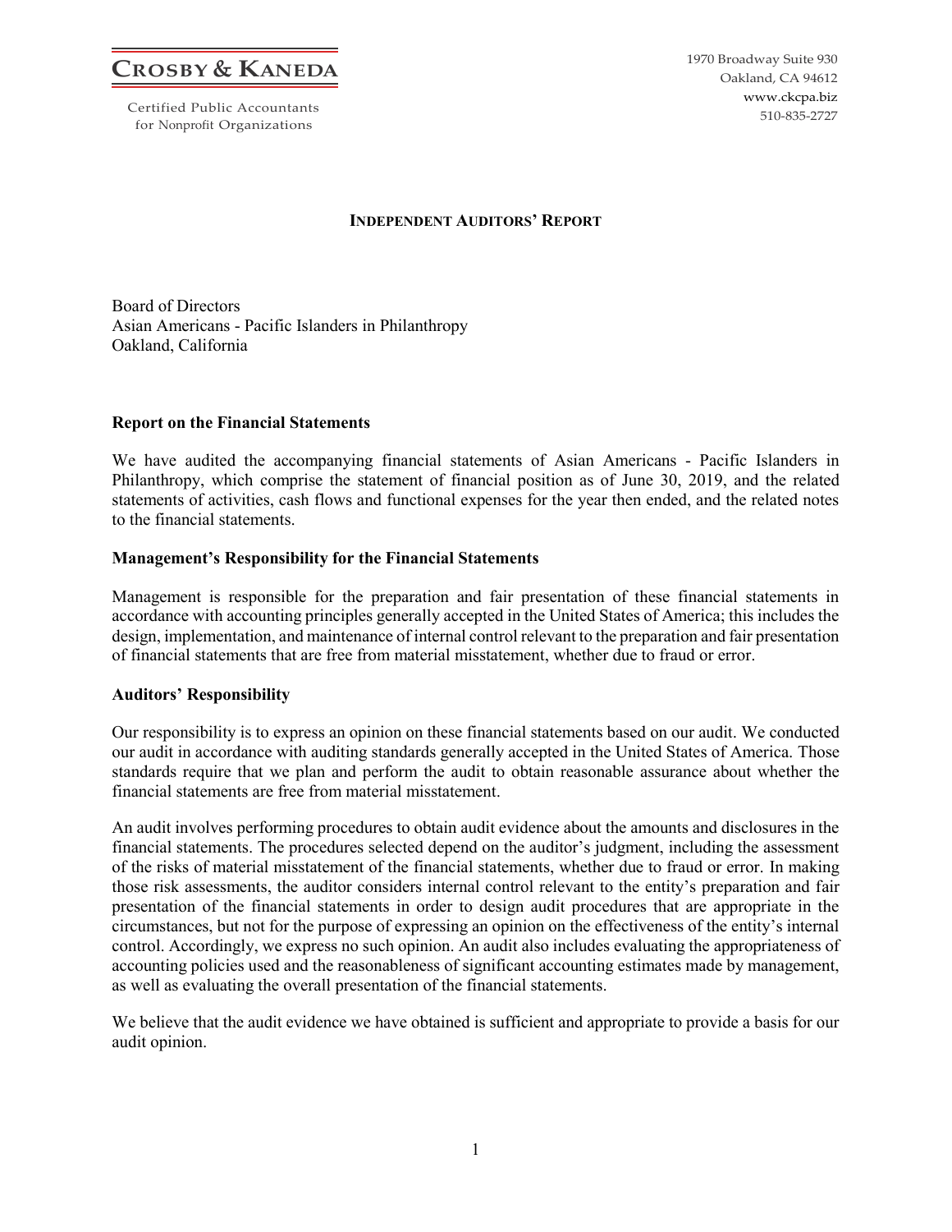**CROSBY & KANEDA**

Certified Public Accountants
for Nonprofit Organizations

1970 Broadway Suite 930
Oakland, CA 94612
www.ckcpa.biz
510-835-2727

# INDEPENDENT AUDITORS' REPORT

Board of Directors
Asian Americans - Pacific Islanders in Philanthropy
Oakland, California

## Report on the Financial Statements

We have audited the accompanying financial statements of Asian Americans - Pacific Islanders in Philanthropy, which comprise the statement of financial position as of June 30, 2019, and the related statements of activities, cash flows and functional expenses for the year then ended, and the related notes to the financial statements.

## Management's Responsibility for the Financial Statements

Management is responsible for the preparation and fair presentation of these financial statements in accordance with accounting principles generally accepted in the United States of America; this includes the design, implementation, and maintenance of internal control relevant to the preparation and fair presentation of financial statements that are free from material misstatement, whether due to fraud or error.

## Auditors' Responsibility

Our responsibility is to express an opinion on these financial statements based on our audit. We conducted our audit in accordance with auditing standards generally accepted in the United States of America. Those standards require that we plan and perform the audit to obtain reasonable assurance about whether the financial statements are free from material misstatement.

An audit involves performing procedures to obtain audit evidence about the amounts and disclosures in the financial statements. The procedures selected depend on the auditor's judgment, including the assessment of the risks of material misstatement of the financial statements, whether due to fraud or error. In making those risk assessments, the auditor considers internal control relevant to the entity's preparation and fair presentation of the financial statements in order to design audit procedures that are appropriate in the circumstances, but not for the purpose of expressing an opinion on the effectiveness of the entity's internal control. Accordingly, we express no such opinion. An audit also includes evaluating the appropriateness of accounting policies used and the reasonableness of significant accounting estimates made by management, as well as evaluating the overall presentation of the financial statements.

We believe that the audit evidence we have obtained is sufficient and appropriate to provide a basis for our audit opinion.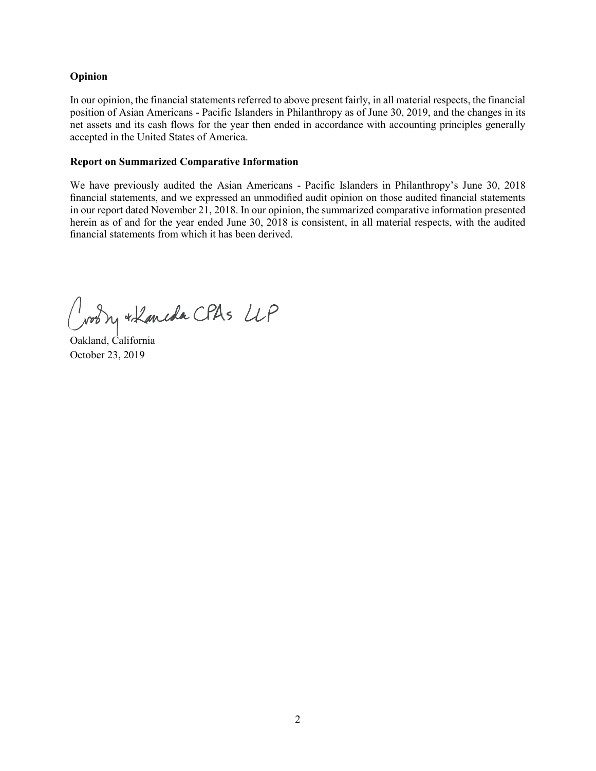**Opinion**

In our opinion, the financial statements referred to above present fairly, in all material respects, the financial position of Asian Americans - Pacific Islanders in Philanthropy as of June 30, 2019, and the changes in its net assets and its cash flows for the year then ended in accordance with accounting principles generally accepted in the United States of America.

**Report on Summarized Comparative Information**

We have previously audited the Asian Americans - Pacific Islanders in Philanthropy's June 30, 2018 financial statements, and we expressed an unmodified audit opinion on those audited financial statements in our report dated November 21, 2018. In our opinion, the summarized comparative information presented herein as of and for the year ended June 30, 2018 is consistent, in all material respects, with the audited financial statements from which it has been derived.

Crosby & Kaneda CPAs LLP

Oakland, California
October 23, 2019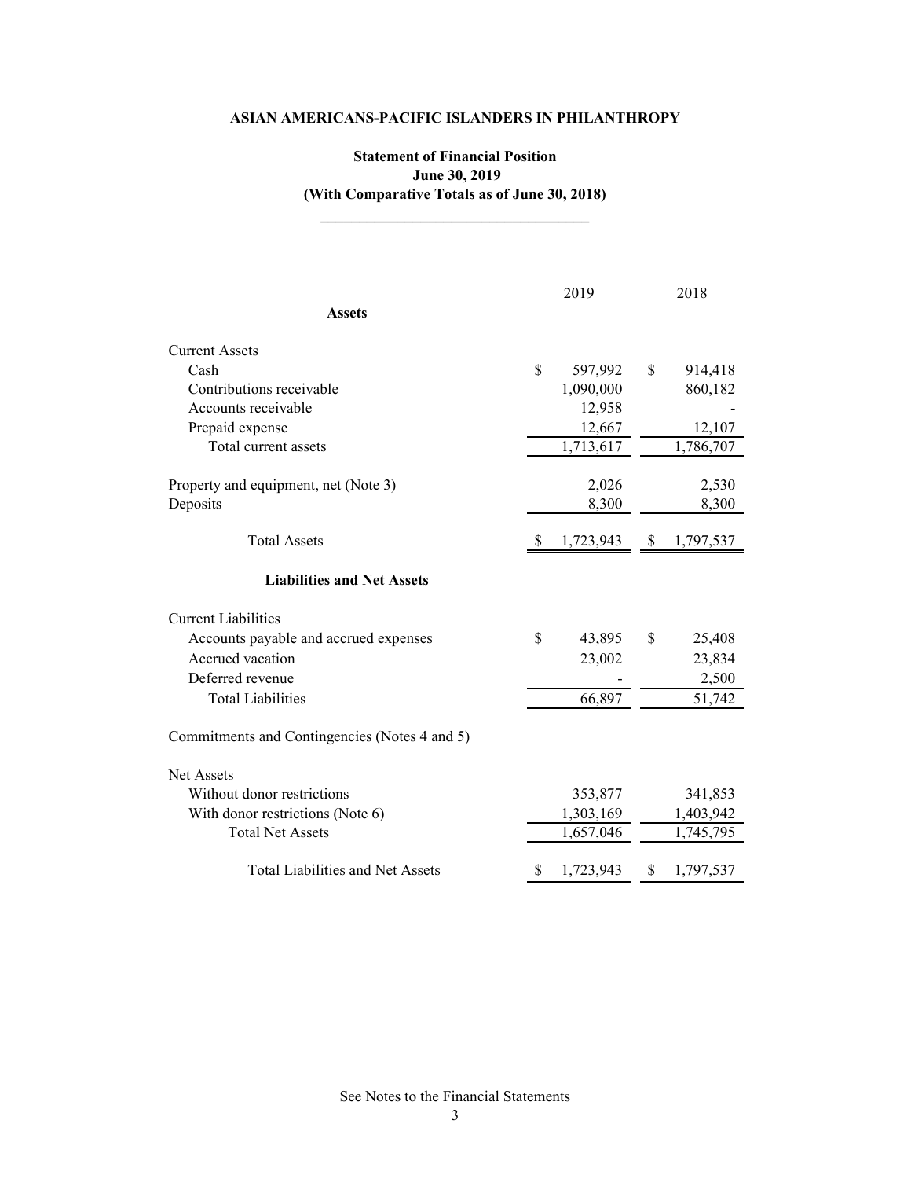**ASIAN AMERICANS-PACIFIC ISLANDERS IN PHILANTHROPY**

**Statement of Financial Position**
**June 30, 2019**
**(With Comparative Totals as of June 30, 2018)**

| | 2019 | 2018 |
|---|---|---|
| **Assets** | | |
| Current Assets | | |
| Cash | $ 597,992 | $ 914,418 |
| Contributions receivable | 1,090,000 | 860,182 |
| Accounts receivable | 12,958 | - |
| Prepaid expense | 12,667 | 12,107 |
| Total current assets | 1,713,617 | 1,786,707 |
| Property and equipment, net (Note 3) | 2,026 | 2,530 |
| Deposits | 8,300 | 8,300 |
| Total Assets | $ 1,723,943 | $ 1,797,537 |
| **Liabilities and Net Assets** | | |
| Current Liabilities | | |
| Accounts payable and accrued expenses | $ 43,895 | $ 25,408 |
| Accrued vacation | 23,002 | 23,834 |
| Deferred revenue | - | 2,500 |
| Total Liabilities | 66,897 | 51,742 |
| Commitments and Contingencies (Notes 4 and 5) | | |
| Net Assets | | |
| Without donor restrictions | 353,877 | 341,853 |
| With donor restrictions (Note 6) | 1,303,169 | 1,403,942 |
| Total Net Assets | 1,657,046 | 1,745,795 |
| Total Liabilities and Net Assets | $ 1,723,943 | $ 1,797,537 |

See Notes to the Financial Statements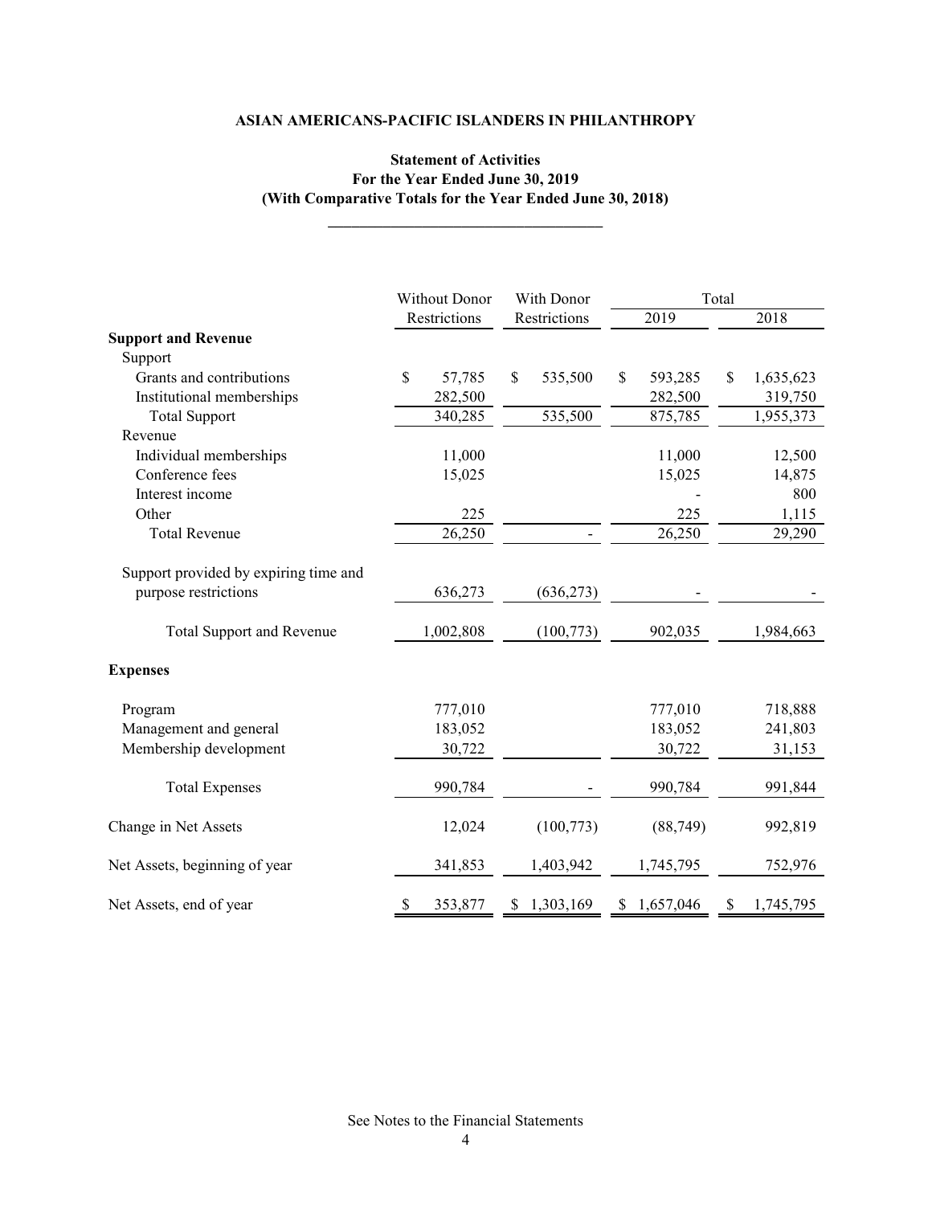**ASIAN AMERICANS-PACIFIC ISLANDERS IN PHILANTHROPY**

**Statement of Activities**
**For the Year Ended June 30, 2019**
**(With Comparative Totals for the Year Ended June 30, 2018)**

| | Without Donor Restrictions | With Donor Restrictions | Total 2019 | Total 2018 |
|---|---|---|---|---|
| **Support and Revenue** | | | | |
| Support | | | | |
| Grants and contributions | $ 57,785 | $ 535,500 | $ 593,285 | $ 1,635,623 |
| Institutional memberships | 282,500 | | 282,500 | 319,750 |
| Total Support | 340,285 | 535,500 | 875,785 | 1,955,373 |
| Revenue | | | | |
| Individual memberships | 11,000 | | 11,000 | 12,500 |
| Conference fees | 15,025 | | 15,025 | 14,875 |
| Interest income | | | - | 800 |
| Other | 225 | | 225 | 1,115 |
| Total Revenue | 26,250 | - | 26,250 | 29,290 |
| Support provided by expiring time and purpose restrictions | 636,273 | (636,273) | - | - |
| Total Support and Revenue | 1,002,808 | (100,773) | 902,035 | 1,984,663 |
| **Expenses** | | | | |
| Program | 777,010 | | 777,010 | 718,888 |
| Management and general | 183,052 | | 183,052 | 241,803 |
| Membership development | 30,722 | | 30,722 | 31,153 |
| Total Expenses | 990,784 | - | 990,784 | 991,844 |
| Change in Net Assets | 12,024 | (100,773) | (88,749) | 992,819 |
| Net Assets, beginning of year | 341,853 | 1,403,942 | 1,745,795 | 752,976 |
| Net Assets, end of year | $ 353,877 | $ 1,303,169 | $ 1,657,046 | $ 1,745,795 |

See Notes to the Financial Statements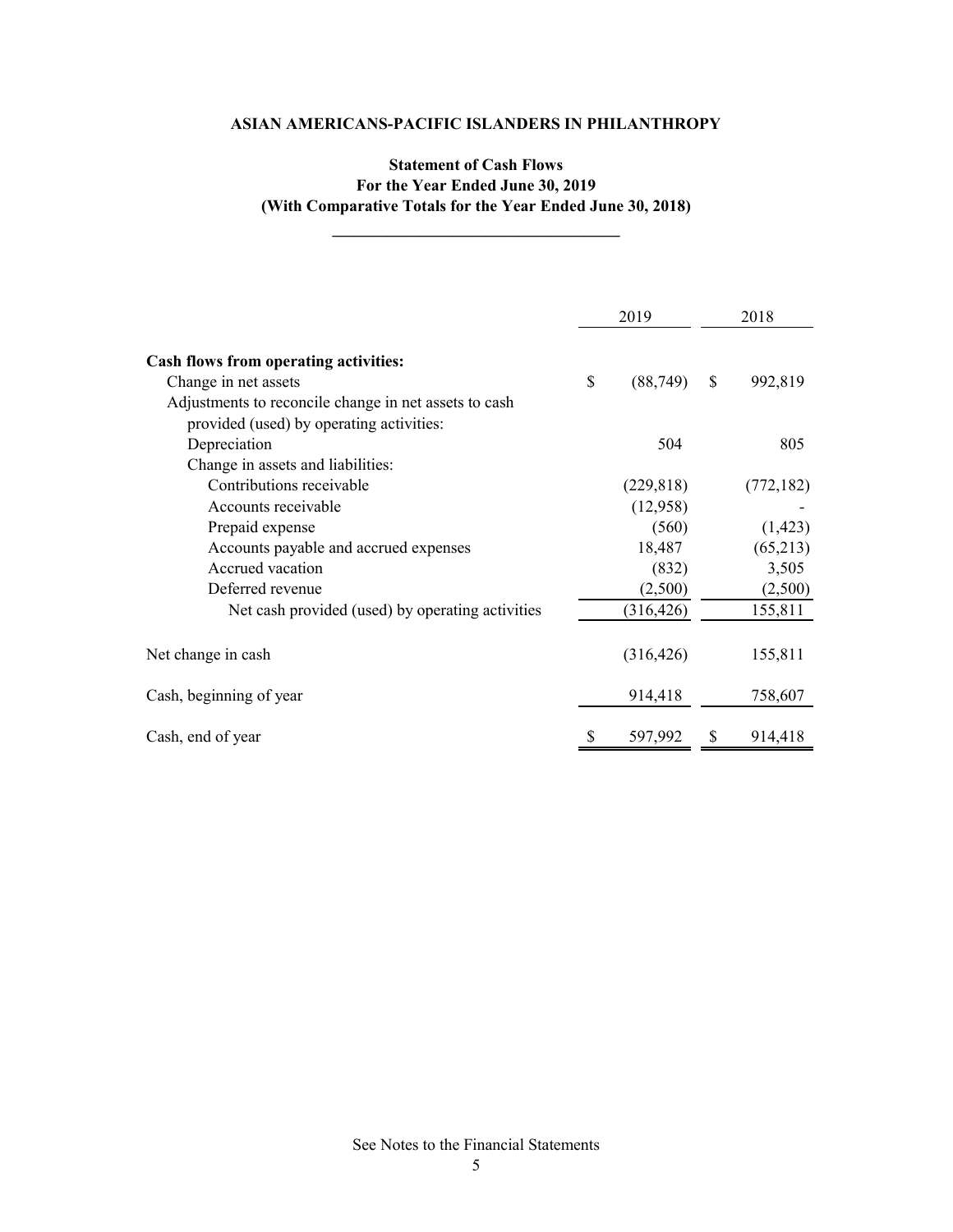**ASIAN AMERICANS-PACIFIC ISLANDERS IN PHILANTHROPY**

**Statement of Cash Flows**
**For the Year Ended June 30, 2019**
**(With Comparative Totals for the Year Ended June 30, 2018)**

| | 2019 | 2018 |
|---|---|---|
| **Cash flows from operating activities:** | | |
| Change in net assets | $ (88,749) | $ 992,819 |
| Adjustments to reconcile change in net assets to cash provided (used) by operating activities: | | |
| Depreciation | 504 | 805 |
| Change in assets and liabilities: | | |
| Contributions receivable | (229,818) | (772,182) |
| Accounts receivable | (12,958) | - |
| Prepaid expense | (560) | (1,423) |
| Accounts payable and accrued expenses | 18,487 | (65,213) |
| Accrued vacation | (832) | 3,505 |
| Deferred revenue | (2,500) | (2,500) |
| Net cash provided (used) by operating activities | (316,426) | 155,811 |
| Net change in cash | (316,426) | 155,811 |
| Cash, beginning of year | 914,418 | 758,607 |
| Cash, end of year | $ 597,992 | $ 914,418 |

See Notes to the Financial Statements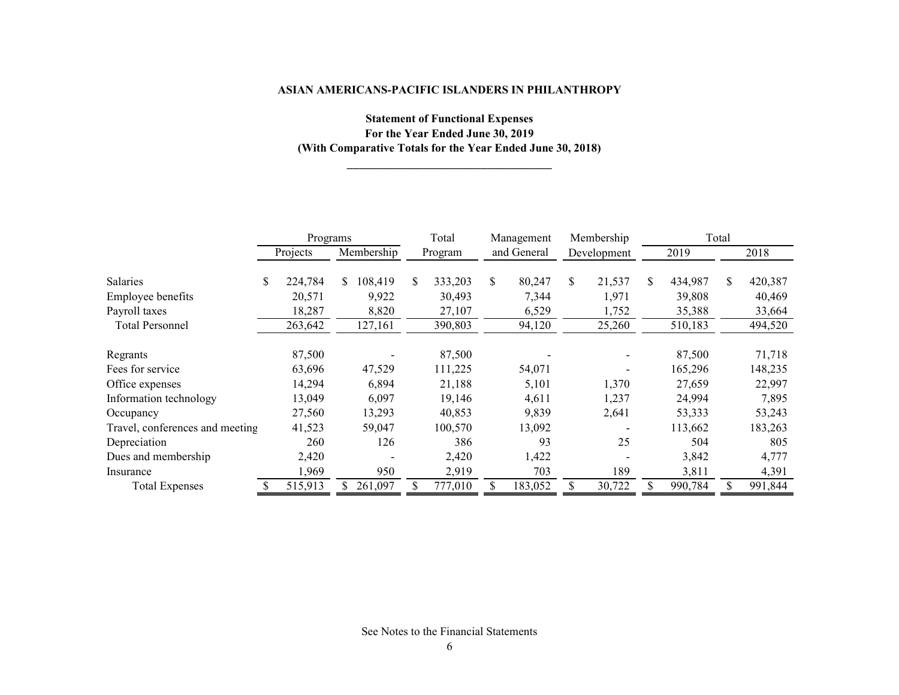**ASIAN AMERICANS-PACIFIC ISLANDERS IN PHILANTHROPY**

**Statement of Functional Expenses**
**For the Year Ended June 30, 2019**
**(With Comparative Totals for the Year Ended June 30, 2018)**

| | Programs | | Total | Management | Membership | Total | |
|---|---|---|---|---|---|---|---|
| | Projects | Membership | Program | and General | Development | 2019 | 2018 |
| Salaries | $ 224,784 | $ 108,419 | $ 333,203 | $ 80,247 | $ 21,537 | $ 434,987 | $ 420,387 |
| Employee benefits | 20,571 | 9,922 | 30,493 | 7,344 | 1,971 | 39,808 | 40,469 |
| Payroll taxes | 18,287 | 8,820 | 27,107 | 6,529 | 1,752 | 35,388 | 33,664 |
| Total Personnel | 263,642 | 127,161 | 390,803 | 94,120 | 25,260 | 510,183 | 494,520 |
| Regrants | 87,500 | - | 87,500 | - | - | 87,500 | 71,718 |
| Fees for service | 63,696 | 47,529 | 111,225 | 54,071 | - | 165,296 | 148,235 |
| Office expenses | 14,294 | 6,894 | 21,188 | 5,101 | 1,370 | 27,659 | 22,997 |
| Information technology | 13,049 | 6,097 | 19,146 | 4,611 | 1,237 | 24,994 | 7,895 |
| Occupancy | 27,560 | 13,293 | 40,853 | 9,839 | 2,641 | 53,333 | 53,243 |
| Travel, conferences and meeting | 41,523 | 59,047 | 100,570 | 13,092 | - | 113,662 | 183,263 |
| Depreciation | 260 | 126 | 386 | 93 | 25 | 504 | 805 |
| Dues and membership | 2,420 | - | 2,420 | 1,422 | - | 3,842 | 4,777 |
| Insurance | 1,969 | 950 | 2,919 | 703 | 189 | 3,811 | 4,391 |
| Total Expenses | $ 515,913 | $ 261,097 | $ 777,010 | $ 183,052 | $ 30,722 | $ 990,784 | $ 991,844 |

See Notes to the Financial Statements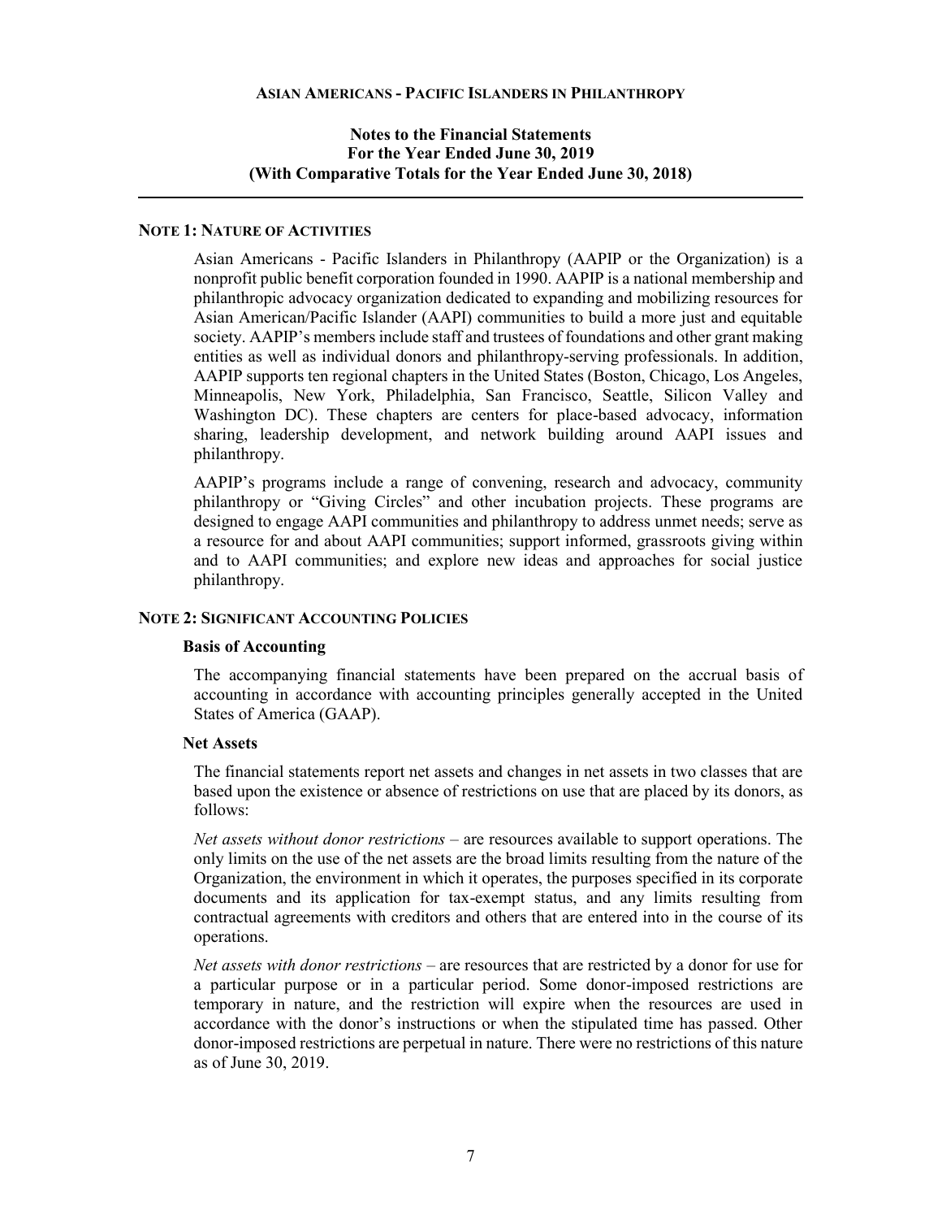# ASIAN AMERICANS - PACIFIC ISLANDERS IN PHILANTHROPY

## Notes to the Financial Statements
## For the Year Ended June 30, 2019
## (With Comparative Totals for the Year Ended June 30, 2018)

### NOTE 1: NATURE OF ACTIVITIES

Asian Americans - Pacific Islanders in Philanthropy (AAPIP or the Organization) is a nonprofit public benefit corporation founded in 1990. AAPIP is a national membership and philanthropic advocacy organization dedicated to expanding and mobilizing resources for Asian American/Pacific Islander (AAPI) communities to build a more just and equitable society. AAPIP's members include staff and trustees of foundations and other grant making entities as well as individual donors and philanthropy-serving professionals. In addition, AAPIP supports ten regional chapters in the United States (Boston, Chicago, Los Angeles, Minneapolis, New York, Philadelphia, San Francisco, Seattle, Silicon Valley and Washington DC). These chapters are centers for place-based advocacy, information sharing, leadership development, and network building around AAPI issues and philanthropy.

AAPIP's programs include a range of convening, research and advocacy, community philanthropy or "Giving Circles" and other incubation projects. These programs are designed to engage AAPI communities and philanthropy to address unmet needs; serve as a resource for and about AAPI communities; support informed, grassroots giving within and to AAPI communities; and explore new ideas and approaches for social justice philanthropy.

### NOTE 2: SIGNIFICANT ACCOUNTING POLICIES

#### Basis of Accounting

The accompanying financial statements have been prepared on the accrual basis of accounting in accordance with accounting principles generally accepted in the United States of America (GAAP).

#### Net Assets

The financial statements report net assets and changes in net assets in two classes that are based upon the existence or absence of restrictions on use that are placed by its donors, as follows:

*Net assets without donor restrictions* – are resources available to support operations. The only limits on the use of the net assets are the broad limits resulting from the nature of the Organization, the environment in which it operates, the purposes specified in its corporate documents and its application for tax-exempt status, and any limits resulting from contractual agreements with creditors and others that are entered into in the course of its operations.

*Net assets with donor restrictions* – are resources that are restricted by a donor for use for a particular purpose or in a particular period. Some donor-imposed restrictions are temporary in nature, and the restriction will expire when the resources are used in accordance with the donor's instructions or when the stipulated time has passed. Other donor-imposed restrictions are perpetual in nature. There were no restrictions of this nature as of June 30, 2019.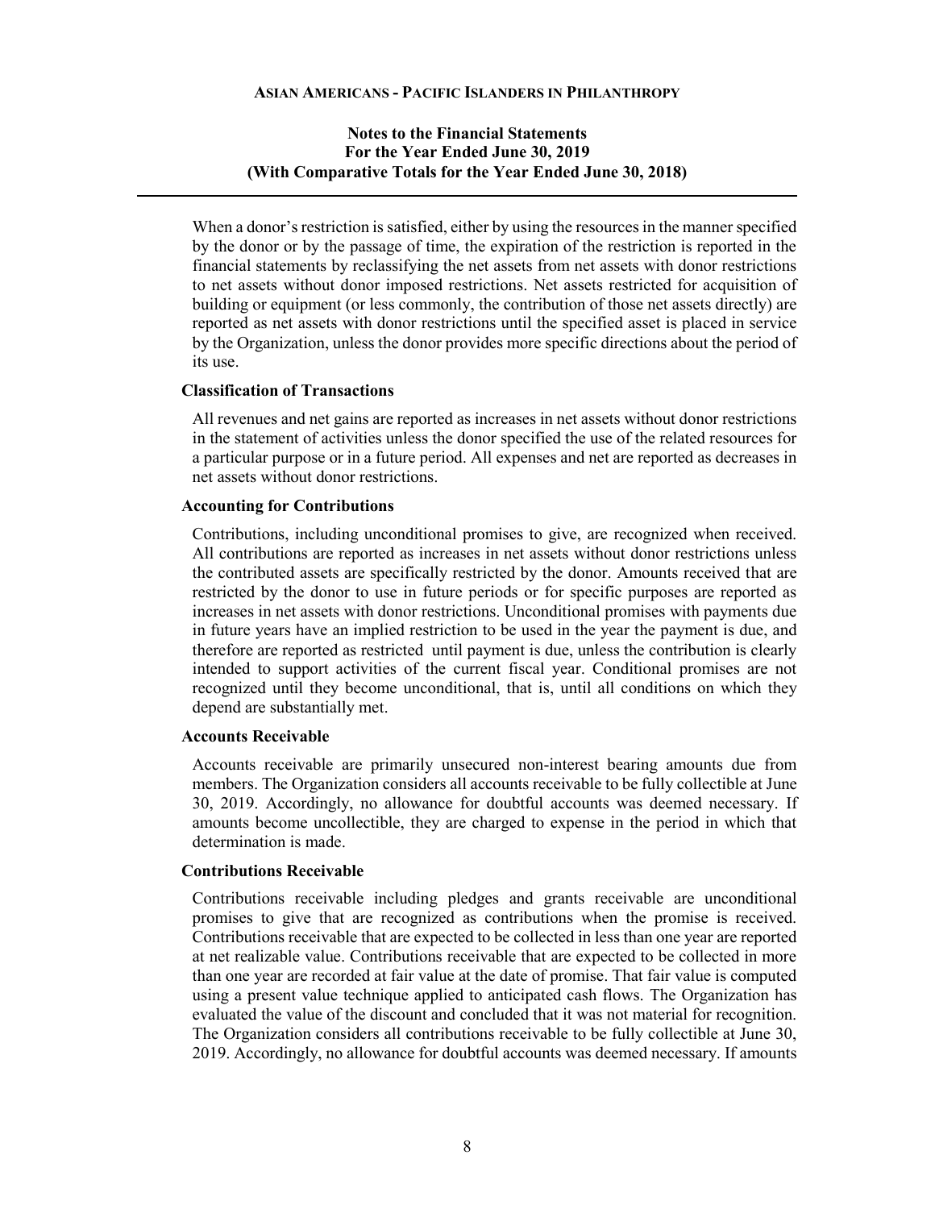When a donor's restriction is satisfied, either by using the resources in the manner specified by the donor or by the passage of time, the expiration of the restriction is reported in the financial statements by reclassifying the net assets from net assets with donor restrictions to net assets without donor imposed restrictions. Net assets restricted for acquisition of building or equipment (or less commonly, the contribution of those net assets directly) are reported as net assets with donor restrictions until the specified asset is placed in service by the Organization, unless the donor provides more specific directions about the period of its use.

**Classification of Transactions**

All revenues and net gains are reported as increases in net assets without donor restrictions in the statement of activities unless the donor specified the use of the related resources for a particular purpose or in a future period. All expenses and net are reported as decreases in net assets without donor restrictions.

**Accounting for Contributions**

Contributions, including unconditional promises to give, are recognized when received. All contributions are reported as increases in net assets without donor restrictions unless the contributed assets are specifically restricted by the donor. Amounts received that are restricted by the donor to use in future periods or for specific purposes are reported as increases in net assets with donor restrictions. Unconditional promises with payments due in future years have an implied restriction to be used in the year the payment is due, and therefore are reported as restricted until payment is due, unless the contribution is clearly intended to support activities of the current fiscal year. Conditional promises are not recognized until they become unconditional, that is, until all conditions on which they depend are substantially met.

**Accounts Receivable**

Accounts receivable are primarily unsecured non-interest bearing amounts due from members. The Organization considers all accounts receivable to be fully collectible at June 30, 2019. Accordingly, no allowance for doubtful accounts was deemed necessary. If amounts become uncollectible, they are charged to expense in the period in which that determination is made.

**Contributions Receivable**

Contributions receivable including pledges and grants receivable are unconditional promises to give that are recognized as contributions when the promise is received. Contributions receivable that are expected to be collected in less than one year are reported at net realizable value. Contributions receivable that are expected to be collected in more than one year are recorded at fair value at the date of promise. That fair value is computed using a present value technique applied to anticipated cash flows. The Organization has evaluated the value of the discount and concluded that it was not material for recognition. The Organization considers all contributions receivable to be fully collectible at June 30, 2019. Accordingly, no allowance for doubtful accounts was deemed necessary. If amounts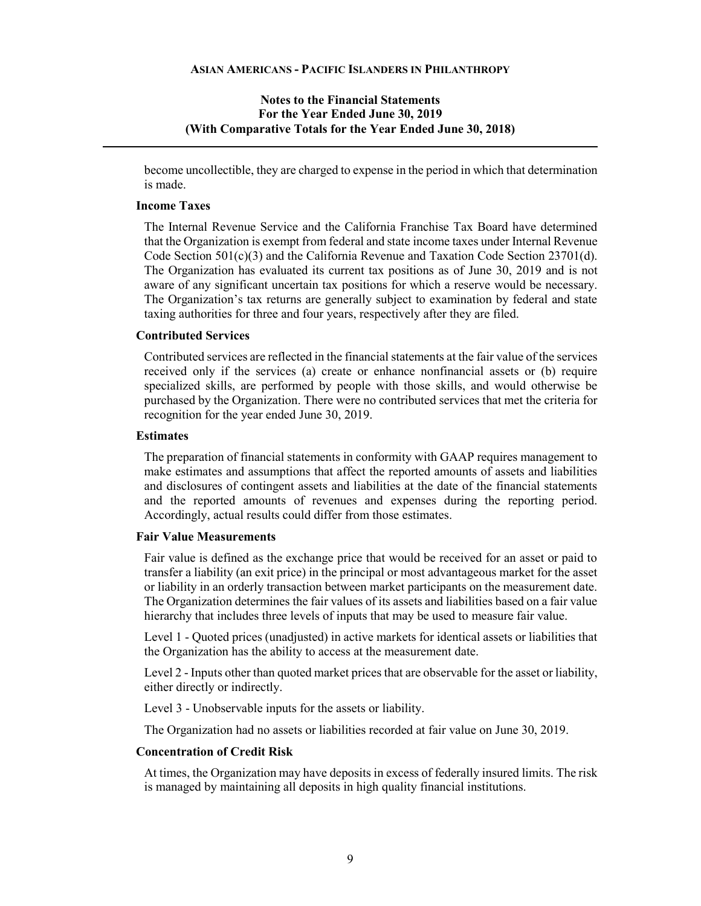become uncollectible, they are charged to expense in the period in which that determination is made.

**Income Taxes**

The Internal Revenue Service and the California Franchise Tax Board have determined that the Organization is exempt from federal and state income taxes under Internal Revenue Code Section 501(c)(3) and the California Revenue and Taxation Code Section 23701(d). The Organization has evaluated its current tax positions as of June 30, 2019 and is not aware of any significant uncertain tax positions for which a reserve would be necessary. The Organization's tax returns are generally subject to examination by federal and state taxing authorities for three and four years, respectively after they are filed.

**Contributed Services**

Contributed services are reflected in the financial statements at the fair value of the services received only if the services (a) create or enhance nonfinancial assets or (b) require specialized skills, are performed by people with those skills, and would otherwise be purchased by the Organization. There were no contributed services that met the criteria for recognition for the year ended June 30, 2019.

**Estimates**

The preparation of financial statements in conformity with GAAP requires management to make estimates and assumptions that affect the reported amounts of assets and liabilities and disclosures of contingent assets and liabilities at the date of the financial statements and the reported amounts of revenues and expenses during the reporting period. Accordingly, actual results could differ from those estimates.

**Fair Value Measurements**

Fair value is defined as the exchange price that would be received for an asset or paid to transfer a liability (an exit price) in the principal or most advantageous market for the asset or liability in an orderly transaction between market participants on the measurement date. The Organization determines the fair values of its assets and liabilities based on a fair value hierarchy that includes three levels of inputs that may be used to measure fair value.

Level 1 - Quoted prices (unadjusted) in active markets for identical assets or liabilities that the Organization has the ability to access at the measurement date.

Level 2 - Inputs other than quoted market prices that are observable for the asset or liability, either directly or indirectly.

Level 3 - Unobservable inputs for the assets or liability.

The Organization had no assets or liabilities recorded at fair value on June 30, 2019.

**Concentration of Credit Risk**

At times, the Organization may have deposits in excess of federally insured limits. The risk is managed by maintaining all deposits in high quality financial institutions.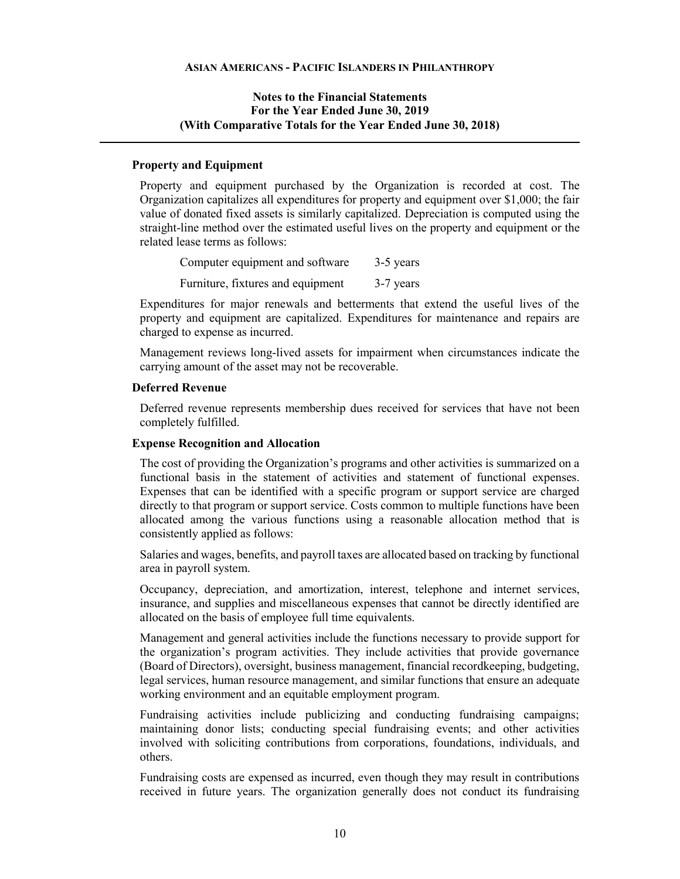### Property and Equipment

Property and equipment purchased by the Organization is recorded at cost. The Organization capitalizes all expenditures for property and equipment over $1,000; the fair value of donated fixed assets is similarly capitalized. Depreciation is computed using the straight-line method over the estimated useful lives on the property and equipment or the related lease terms as follows:

| | |
|---|---|
| Computer equipment and software | 3-5 years |
| Furniture, fixtures and equipment | 3-7 years |

Expenditures for major renewals and betterments that extend the useful lives of the property and equipment are capitalized. Expenditures for maintenance and repairs are charged to expense as incurred.

Management reviews long-lived assets for impairment when circumstances indicate the carrying amount of the asset may not be recoverable.

### Deferred Revenue

Deferred revenue represents membership dues received for services that have not been completely fulfilled.

### Expense Recognition and Allocation

The cost of providing the Organization's programs and other activities is summarized on a functional basis in the statement of activities and statement of functional expenses. Expenses that can be identified with a specific program or support service are charged directly to that program or support service. Costs common to multiple functions have been allocated among the various functions using a reasonable allocation method that is consistently applied as follows:

Salaries and wages, benefits, and payroll taxes are allocated based on tracking by functional area in payroll system.

Occupancy, depreciation, and amortization, interest, telephone and internet services, insurance, and supplies and miscellaneous expenses that cannot be directly identified are allocated on the basis of employee full time equivalents.

Management and general activities include the functions necessary to provide support for the organization's program activities. They include activities that provide governance (Board of Directors), oversight, business management, financial recordkeeping, budgeting, legal services, human resource management, and similar functions that ensure an adequate working environment and an equitable employment program.

Fundraising activities include publicizing and conducting fundraising campaigns; maintaining donor lists; conducting special fundraising events; and other activities involved with soliciting contributions from corporations, foundations, individuals, and others.

Fundraising costs are expensed as incurred, even though they may result in contributions received in future years. The organization generally does not conduct its fundraising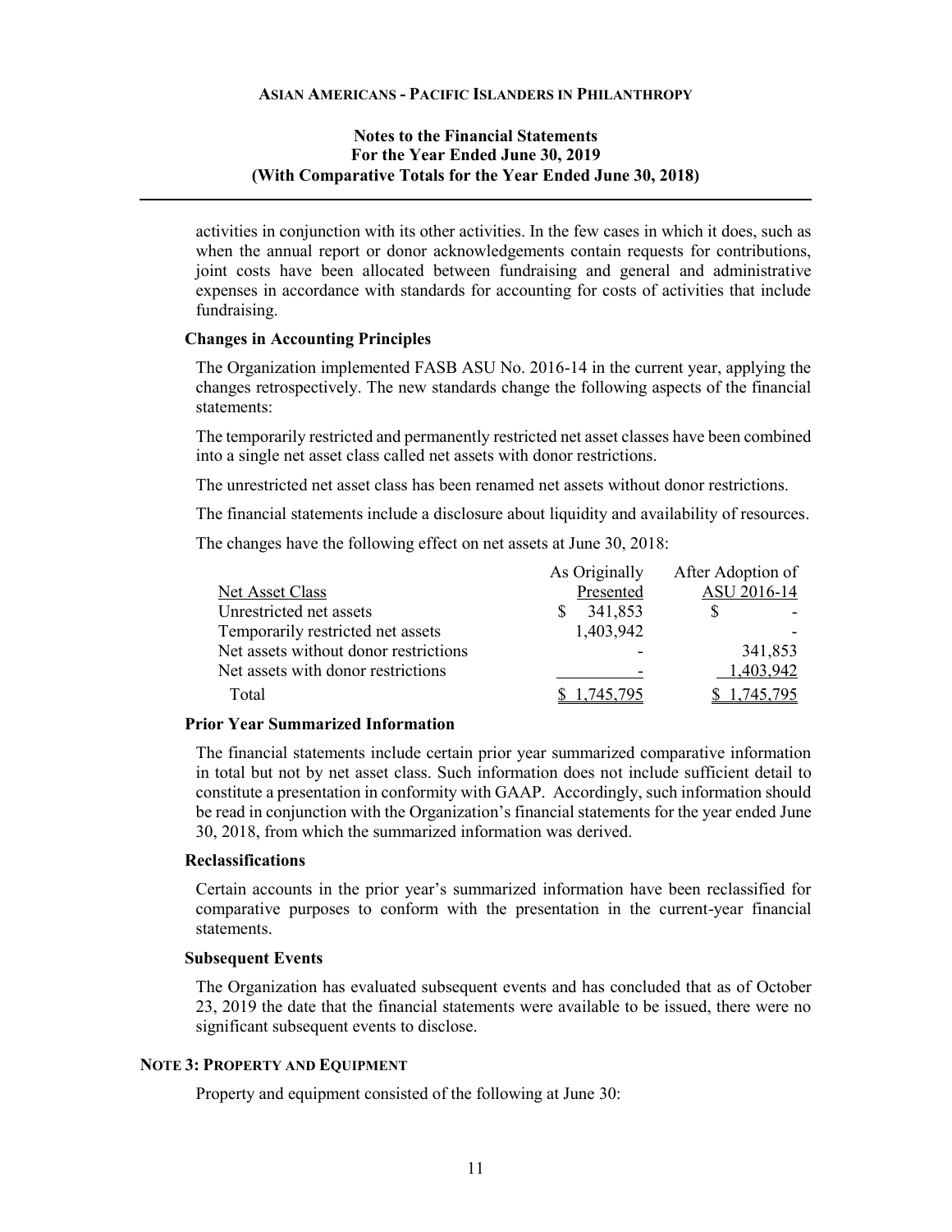activities in conjunction with its other activities. In the few cases in which it does, such as when the annual report or donor acknowledgements contain requests for contributions, joint costs have been allocated between fundraising and general and administrative expenses in accordance with standards for accounting for costs of activities that include fundraising.

### Changes in Accounting Principles

The Organization implemented FASB ASU No. 2016-14 in the current year, applying the changes retrospectively. The new standards change the following aspects of the financial statements:

The temporarily restricted and permanently restricted net asset classes have been combined into a single net asset class called net assets with donor restrictions.

The unrestricted net asset class has been renamed net assets without donor restrictions.

The financial statements include a disclosure about liquidity and availability of resources.

The changes have the following effect on net assets at June 30, 2018:

| Net Asset Class | As Originally Presented | After Adoption of ASU 2016-14 |
|---|---|---|
| Unrestricted net assets | $ 341,853 | $ - |
| Temporarily restricted net assets | 1,403,942 | - |
| Net assets without donor restrictions | - | 341,853 |
| Net assets with donor restrictions | - | 1,403,942 |
| Total | $ 1,745,795 | $ 1,745,795 |

### Prior Year Summarized Information

The financial statements include certain prior year summarized comparative information in total but not by net asset class. Such information does not include sufficient detail to constitute a presentation in conformity with GAAP. Accordingly, such information should be read in conjunction with the Organization's financial statements for the year ended June 30, 2018, from which the summarized information was derived.

### Reclassifications

Certain accounts in the prior year's summarized information have been reclassified for comparative purposes to conform with the presentation in the current-year financial statements.

### Subsequent Events

The Organization has evaluated subsequent events and has concluded that as of October 23, 2019 the date that the financial statements were available to be issued, there were no significant subsequent events to disclose.

## NOTE 3: PROPERTY AND EQUIPMENT

Property and equipment consisted of the following at June 30: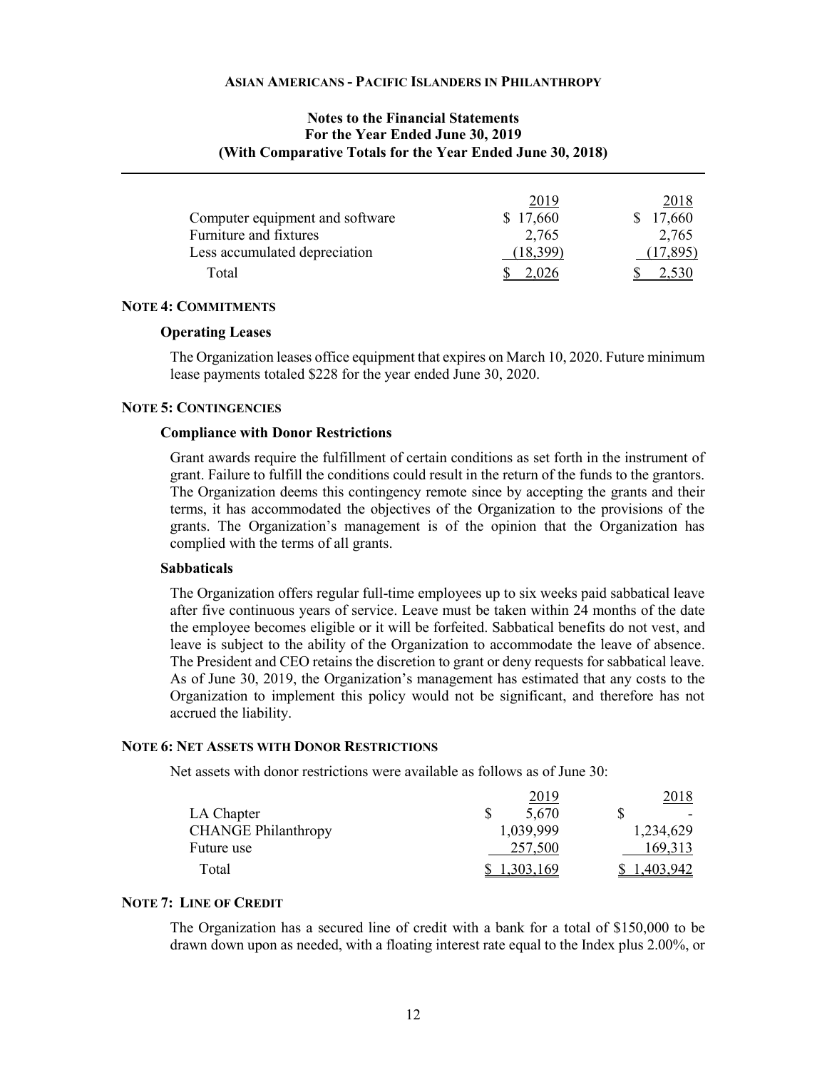| | 2019 | 2018 |
|---|---|---|
| Computer equipment and software | $ 17,660 | $ 17,660 |
| Furniture and fixtures | 2,765 | 2,765 |
| Less accumulated depreciation | (18,399) | (17,895) |
| Total | $ 2,026 | $ 2,530 |

**NOTE 4: COMMITMENTS**

**Operating Leases**

The Organization leases office equipment that expires on March 10, 2020. Future minimum lease payments totaled $228 for the year ended June 30, 2020.

**NOTE 5: CONTINGENCIES**

**Compliance with Donor Restrictions**

Grant awards require the fulfillment of certain conditions as set forth in the instrument of grant. Failure to fulfill the conditions could result in the return of the funds to the grantors. The Organization deems this contingency remote since by accepting the grants and their terms, it has accommodated the objectives of the Organization to the provisions of the grants. The Organization's management is of the opinion that the Organization has complied with the terms of all grants.

**Sabbaticals**

The Organization offers regular full-time employees up to six weeks paid sabbatical leave after five continuous years of service. Leave must be taken within 24 months of the date the employee becomes eligible or it will be forfeited. Sabbatical benefits do not vest, and leave is subject to the ability of the Organization to accommodate the leave of absence. The President and CEO retains the discretion to grant or deny requests for sabbatical leave. As of June 30, 2019, the Organization's management has estimated that any costs to the Organization to implement this policy would not be significant, and therefore has not accrued the liability.

**NOTE 6: NET ASSETS WITH DONOR RESTRICTIONS**

Net assets with donor restrictions were available as follows as of June 30:

| | 2019 | 2018 |
|---|---|---|
| LA Chapter | $ 5,670 | $ - |
| CHANGE Philanthropy | 1,039,999 | 1,234,629 |
| Future use | 257,500 | 169,313 |
| Total | $ 1,303,169 | $ 1,403,942 |

**NOTE 7: LINE OF CREDIT**

The Organization has a secured line of credit with a bank for a total of $150,000 to be drawn down upon as needed, with a floating interest rate equal to the Index plus 2.00%, or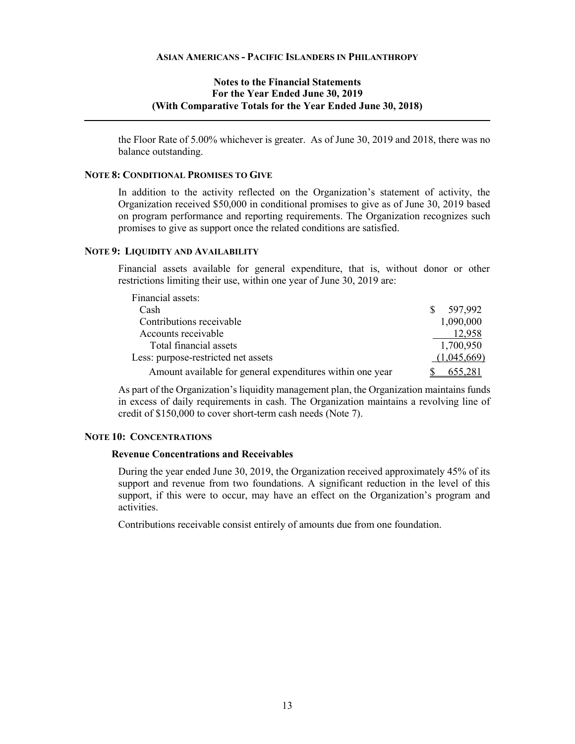the Floor Rate of 5.00% whichever is greater. As of June 30, 2019 and 2018, there was no balance outstanding.

### NOTE 8: CONDITIONAL PROMISES TO GIVE

In addition to the activity reflected on the Organization's statement of activity, the Organization received $50,000 in conditional promises to give as of June 30, 2019 based on program performance and reporting requirements. The Organization recognizes such promises to give as support once the related conditions are satisfied.

### NOTE 9: LIQUIDITY AND AVAILABILITY

Financial assets available for general expenditure, that is, without donor or other restrictions limiting their use, within one year of June 30, 2019 are:

| | |
|---|---|
| Financial assets: | |
| Cash | $ 597,992 |
| Contributions receivable | 1,090,000 |
| Accounts receivable | 12,958 |
| Total financial assets | 1,700,950 |
| Less: purpose-restricted net assets | (1,045,669) |
| Amount available for general expenditures within one year | $ 655,281 |

As part of the Organization's liquidity management plan, the Organization maintains funds in excess of daily requirements in cash. The Organization maintains a revolving line of credit of $150,000 to cover short-term cash needs (Note 7).

### NOTE 10: CONCENTRATIONS

#### Revenue Concentrations and Receivables

During the year ended June 30, 2019, the Organization received approximately 45% of its support and revenue from two foundations. A significant reduction in the level of this support, if this were to occur, may have an effect on the Organization's program and activities.

Contributions receivable consist entirely of amounts due from one foundation.